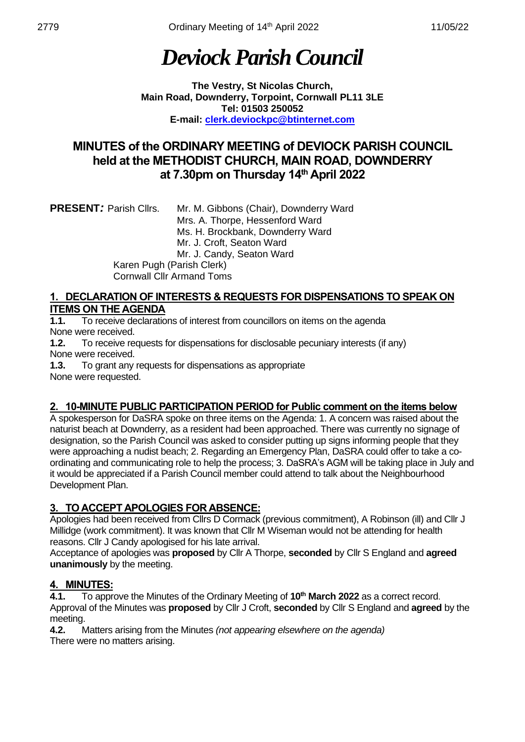# *Deviock Parish Council*

**The Vestry, St Nicolas Church,**
**Main Road, Downderry, Torpoint, Cornwall PL11 3LE**
**Tel: 01503 250052**
**E-mail: clerk.deviockpc@btinternet.com**

## MINUTES of the ORDINARY MEETING of DEVIOCK PARISH COUNCIL held at the METHODIST CHURCH, MAIN ROAD, DOWNDERRY at 7.30pm on Thursday 14th April 2022

**PRESENT***:* Parish Cllrs. Mr. M. Gibbons (Chair), Downderry Ward
Mrs. A. Thorpe, Hessenford Ward
Ms. H. Brockbank, Downderry Ward
Mr. J. Croft, Seaton Ward
Mr. J. Candy, Seaton Ward
Karen Pugh (Parish Clerk)
Cornwall Cllr Armand Toms

### 1. DECLARATION OF INTERESTS & REQUESTS FOR DISPENSATIONS TO SPEAK ON ITEMS ON THE AGENDA

**1.1.** To receive declarations of interest from councillors on items on the agenda
None were received.

**1.2.** To receive requests for dispensations for disclosable pecuniary interests (if any)
None were received.

**1.3.** To grant any requests for dispensations as appropriate
None were requested.

### 2. 10-MINUTE PUBLIC PARTICIPATION PERIOD for Public comment on the items below

A spokesperson for DaSRA spoke on three items on the Agenda: 1. A concern was raised about the naturist beach at Downderry, as a resident had been approached. There was currently no signage of designation, so the Parish Council was asked to consider putting up signs informing people that they were approaching a nudist beach; 2. Regarding an Emergency Plan, DaSRA could offer to take a co-ordinating and communicating role to help the process; 3. DaSRA's AGM will be taking place in July and it would be appreciated if a Parish Council member could attend to talk about the Neighbourhood Development Plan.

### 3. TO ACCEPT APOLOGIES FOR ABSENCE:

Apologies had been received from Cllrs D Cormack (previous commitment), A Robinson (ill) and Cllr J Millidge (work commitment). It was known that Cllr M Wiseman would not be attending for health reasons. Cllr J Candy apologised for his late arrival.

Acceptance of apologies was **proposed** by Cllr A Thorpe, **seconded** by Cllr S England and **agreed unanimously** by the meeting.

### 4. MINUTES:

**4.1.** To approve the Minutes of the Ordinary Meeting of **10th March 2022** as a correct record.
Approval of the Minutes was **proposed** by Cllr J Croft, **seconded** by Cllr S England and **agreed** by the meeting.

**4.2.** Matters arising from the Minutes *(not appearing elsewhere on the agenda)*
There were no matters arising.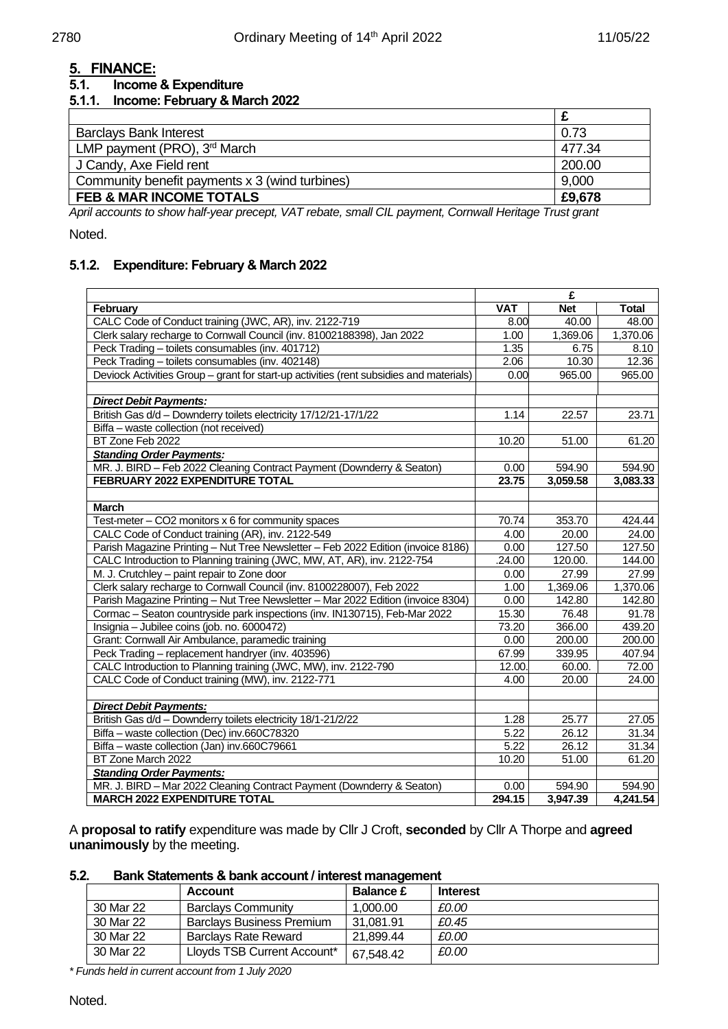## 5. FINANCE:

### 5.1. Income & Expenditure

#### 5.1.1. Income: February & March 2022

| | £ |
|---|---|
| Barclays Bank Interest | 0.73 |
| LMP payment (PRO), 3rd March | 477.34 |
| J Candy, Axe Field rent | 200.00 |
| Community benefit payments x 3 (wind turbines) | 9,000 |
| **FEB & MAR INCOME TOTALS** | **£9,678** |

*April accounts to show half-year precept, VAT rebate, small CIL payment, Cornwall Heritage Trust grant*

Noted.

#### 5.1.2. Expenditure: February & March 2022

| | £ | | |
|---|---|---|---|
| **February** | **VAT** | **Net** | **Total** |
| CALC Code of Conduct training (JWC, AR), inv. 2122-719 | 8.00 | 40.00 | 48.00 |
| Clerk salary recharge to Cornwall Council (inv. 81002188398), Jan 2022 | 1.00 | 1,369.06 | 1,370.06 |
| Peck Trading – toilets consumables (inv. 401712) | 1.35 | 6.75 | 8.10 |
| Peck Trading – toilets consumables (inv. 402148) | 2.06 | 10.30 | 12.36 |
| Deviock Activities Group – grant for start-up activities (rent subsidies and materials) | 0.00 | 965.00 | 965.00 |
| | | | |
| ***Direct Debit Payments:*** | | | |
| British Gas d/d – Downderry toilets electricity 17/12/21-17/1/22 | 1.14 | 22.57 | 23.71 |
| Biffa – waste collection (not received) | | | |
| BT Zone Feb 2022 | 10.20 | 51.00 | 61.20 |
| ***Standing Order Payments:*** | | | |
| MR. J. BIRD – Feb 2022 Cleaning Contract Payment (Downderry & Seaton) | 0.00 | 594.90 | 594.90 |
| **FEBRUARY 2022 EXPENDITURE TOTAL** | **23.75** | **3,059.58** | **3,083.33** |
| | | | |
| **March** | | | |
| Test-meter – CO2 monitors x 6 for community spaces | 70.74 | 353.70 | 424.44 |
| CALC Code of Conduct training (AR), inv. 2122-549 | 4.00 | 20.00 | 24.00 |
| Parish Magazine Printing – Nut Tree Newsletter – Feb 2022 Edition (invoice 8186) | 0.00 | 127.50 | 127.50 |
| CALC Introduction to Planning training (JWC, MW, AT, AR), inv. 2122-754 | .24.00 | 120.00. | 144.00 |
| M. J. Crutchley – paint repair to Zone door | 0.00 | 27.99 | 27.99 |
| Clerk salary recharge to Cornwall Council (inv. 8100228007), Feb 2022 | 1.00 | 1,369.06 | 1,370.06 |
| Parish Magazine Printing – Nut Tree Newsletter – Mar 2022 Edition (invoice 8304) | 0.00 | 142.80 | 142.80 |
| Cormac – Seaton countryside park inspections (inv. IN130715), Feb-Mar 2022 | 15.30 | 76.48 | 91.78 |
| Insignia – Jubilee coins (job. no. 6000472) | 73.20 | 366.00 | 439.20 |
| Grant: Cornwall Air Ambulance, paramedic training | 0.00 | 200.00 | 200.00 |
| Peck Trading – replacement handryer (inv. 403596) | 67.99 | 339.95 | 407.94 |
| CALC Introduction to Planning training (JWC, MW), inv. 2122-790 | 12.00. | 60.00. | 72.00 |
| CALC Code of Conduct training (MW), inv. 2122-771 | 4.00 | 20.00 | 24.00 |
| | | | |
| ***Direct Debit Payments:*** | | | |
| British Gas d/d – Downderry toilets electricity 18/1-21/2/22 | 1.28 | 25.77 | 27.05 |
| Biffa – waste collection (Dec) inv.660C78320 | 5.22 | 26.12 | 31.34 |
| Biffa – waste collection (Jan) inv.660C79661 | 5.22 | 26.12 | 31.34 |
| BT Zone March 2022 | 10.20 | 51.00 | 61.20 |
| ***Standing Order Payments:*** | | | |
| MR. J. BIRD – Mar 2022 Cleaning Contract Payment (Downderry & Seaton) | 0.00 | 594.90 | 594.90 |
| **MARCH 2022 EXPENDITURE TOTAL** | **294.15** | **3,947.39** | **4,241.54** |

A **proposal to ratify** expenditure was made by Cllr J Croft, **seconded** by Cllr A Thorpe and **agreed unanimously** by the meeting.

### 5.2. Bank Statements & bank account / interest management

| | Account | Balance £ | Interest |
|---|---|---|---|
| 30 Mar 22 | Barclays Community | 1,000.00 | *£0.00* |
| 30 Mar 22 | Barclays Business Premium | 31,081.91 | *£0.45* |
| 30 Mar 22 | Barclays Rate Reward | 21,899.44 | *£0.00* |
| 30 Mar 22 | Lloyds TSB Current Account* | 67,548.42 | *£0.00* |

*\* Funds held in current account from 1 July 2020*

Noted.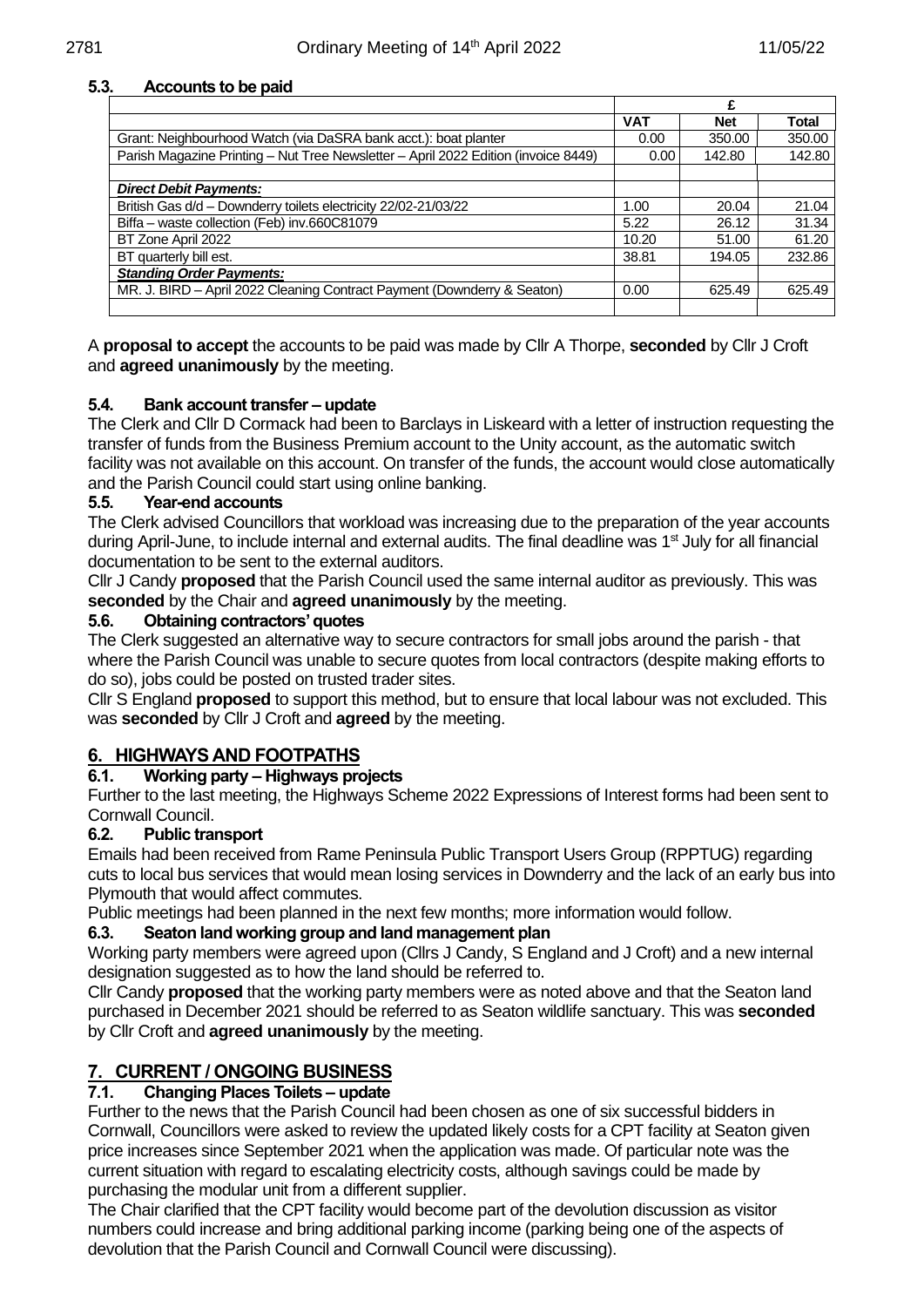### 5.3. Accounts to be paid

| | £ | | |
|---|---|---|---|
| | **VAT** | **Net** | **Total** |
| Grant: Neighbourhood Watch (via DaSRA bank acct.): boat planter | 0.00 | 350.00 | 350.00 |
| Parish Magazine Printing – Nut Tree Newsletter – April 2022 Edition (invoice 8449) | 0.00 | 142.80 | 142.80 |
| | | | |
| ***Direct Debit Payments:*** | | | |
| British Gas d/d – Downderry toilets electricity 22/02-21/03/22 | 1.00 | 20.04 | 21.04 |
| Biffa – waste collection (Feb) inv.660C81079 | 5.22 | 26.12 | 31.34 |
| BT Zone April 2022 | 10.20 | 51.00 | 61.20 |
| BT quarterly bill est. | 38.81 | 194.05 | 232.86 |
| ***Standing Order Payments:*** | | | |
| MR. J. BIRD – April 2022 Cleaning Contract Payment (Downderry & Seaton) | 0.00 | 625.49 | 625.49 |
| | | | |

A **proposal to accept** the accounts to be paid was made by Cllr A Thorpe, **seconded** by Cllr J Croft and **agreed unanimously** by the meeting.

### 5.4. Bank account transfer – update

The Clerk and Cllr D Cormack had been to Barclays in Liskeard with a letter of instruction requesting the transfer of funds from the Business Premium account to the Unity account, as the automatic switch facility was not available on this account. On transfer of the funds, the account would close automatically and the Parish Council could start using online banking.

### 5.5. Year-end accounts

The Clerk advised Councillors that workload was increasing due to the preparation of the year accounts during April-June, to include internal and external audits. The final deadline was 1st July for all financial documentation to be sent to the external auditors.

Cllr J Candy **proposed** that the Parish Council used the same internal auditor as previously. This was **seconded** by the Chair and **agreed unanimously** by the meeting.

### 5.6. Obtaining contractors' quotes

The Clerk suggested an alternative way to secure contractors for small jobs around the parish - that where the Parish Council was unable to secure quotes from local contractors (despite making efforts to do so), jobs could be posted on trusted trader sites.

Cllr S England **proposed** to support this method, but to ensure that local labour was not excluded. This was **seconded** by Cllr J Croft and **agreed** by the meeting.

## 6. HIGHWAYS AND FOOTPATHS

### 6.1. Working party – Highways projects

Further to the last meeting, the Highways Scheme 2022 Expressions of Interest forms had been sent to Cornwall Council.

### 6.2. Public transport

Emails had been received from Rame Peninsula Public Transport Users Group (RPPTUG) regarding cuts to local bus services that would mean losing services in Downderry and the lack of an early bus into Plymouth that would affect commutes.

Public meetings had been planned in the next few months; more information would follow.

### 6.3. Seaton land working group and land management plan

Working party members were agreed upon (Cllrs J Candy, S England and J Croft) and a new internal designation suggested as to how the land should be referred to.

Cllr Candy **proposed** that the working party members were as noted above and that the Seaton land purchased in December 2021 should be referred to as Seaton wildlife sanctuary. This was **seconded** by Cllr Croft and **agreed unanimously** by the meeting.

## 7. CURRENT / ONGOING BUSINESS

### 7.1. Changing Places Toilets – update

Further to the news that the Parish Council had been chosen as one of six successful bidders in Cornwall, Councillors were asked to review the updated likely costs for a CPT facility at Seaton given price increases since September 2021 when the application was made. Of particular note was the current situation with regard to escalating electricity costs, although savings could be made by purchasing the modular unit from a different supplier.

The Chair clarified that the CPT facility would become part of the devolution discussion as visitor numbers could increase and bring additional parking income (parking being one of the aspects of devolution that the Parish Council and Cornwall Council were discussing).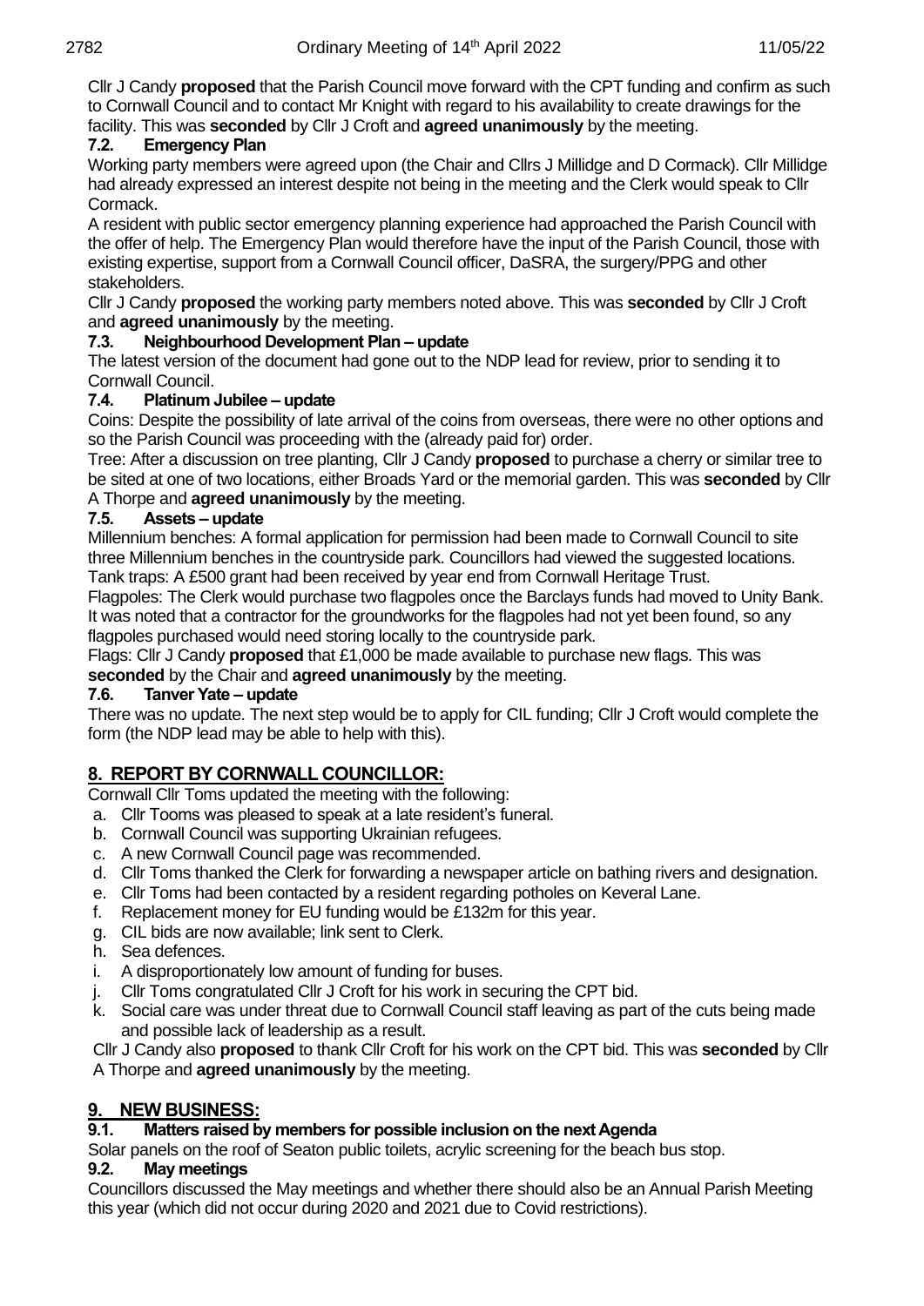Cllr J Candy **proposed** that the Parish Council move forward with the CPT funding and confirm as such to Cornwall Council and to contact Mr Knight with regard to his availability to create drawings for the facility. This was **seconded** by Cllr J Croft and **agreed unanimously** by the meeting.

### 7.2. Emergency Plan

Working party members were agreed upon (the Chair and Cllrs J Millidge and D Cormack). Cllr Millidge had already expressed an interest despite not being in the meeting and the Clerk would speak to Cllr Cormack.

A resident with public sector emergency planning experience had approached the Parish Council with the offer of help. The Emergency Plan would therefore have the input of the Parish Council, those with existing expertise, support from a Cornwall Council officer, DaSRA, the surgery/PPG and other stakeholders.

Cllr J Candy **proposed** the working party members noted above. This was **seconded** by Cllr J Croft and **agreed unanimously** by the meeting.

### 7.3. Neighbourhood Development Plan – update

The latest version of the document had gone out to the NDP lead for review, prior to sending it to Cornwall Council.

### 7.4. Platinum Jubilee – update

Coins: Despite the possibility of late arrival of the coins from overseas, there were no other options and so the Parish Council was proceeding with the (already paid for) order.

Tree: After a discussion on tree planting, Cllr J Candy **proposed** to purchase a cherry or similar tree to be sited at one of two locations, either Broads Yard or the memorial garden. This was **seconded** by Cllr A Thorpe and **agreed unanimously** by the meeting.

### 7.5. Assets – update

Millennium benches: A formal application for permission had been made to Cornwall Council to site three Millennium benches in the countryside park. Councillors had viewed the suggested locations.

Tank traps: A £500 grant had been received by year end from Cornwall Heritage Trust.

Flagpoles: The Clerk would purchase two flagpoles once the Barclays funds had moved to Unity Bank. It was noted that a contractor for the groundworks for the flagpoles had not yet been found, so any flagpoles purchased would need storing locally to the countryside park.

Flags: Cllr J Candy **proposed** that £1,000 be made available to purchase new flags. This was **seconded** by the Chair and **agreed unanimously** by the meeting.

### 7.6. Tanver Yate – update

There was no update. The next step would be to apply for CIL funding; Cllr J Croft would complete the form (the NDP lead may be able to help with this).

## 8. REPORT BY CORNWALL COUNCILLOR:

Cornwall Cllr Toms updated the meeting with the following:

a. Cllr Tooms was pleased to speak at a late resident's funeral.
b. Cornwall Council was supporting Ukrainian refugees.
c. A new Cornwall Council page was recommended.
d. Cllr Toms thanked the Clerk for forwarding a newspaper article on bathing rivers and designation.
e. Cllr Toms had been contacted by a resident regarding potholes on Keveral Lane.
f. Replacement money for EU funding would be £132m for this year.
g. CIL bids are now available; link sent to Clerk.
h. Sea defences.
i. A disproportionately low amount of funding for buses.
j. Cllr Toms congratulated Cllr J Croft for his work in securing the CPT bid.
k. Social care was under threat due to Cornwall Council staff leaving as part of the cuts being made and possible lack of leadership as a result.

Cllr J Candy also **proposed** to thank Cllr Croft for his work on the CPT bid. This was **seconded** by Cllr A Thorpe and **agreed unanimously** by the meeting.

## 9. NEW BUSINESS:

### 9.1. Matters raised by members for possible inclusion on the next Agenda

Solar panels on the roof of Seaton public toilets, acrylic screening for the beach bus stop.

### 9.2. May meetings

Councillors discussed the May meetings and whether there should also be an Annual Parish Meeting this year (which did not occur during 2020 and 2021 due to Covid restrictions).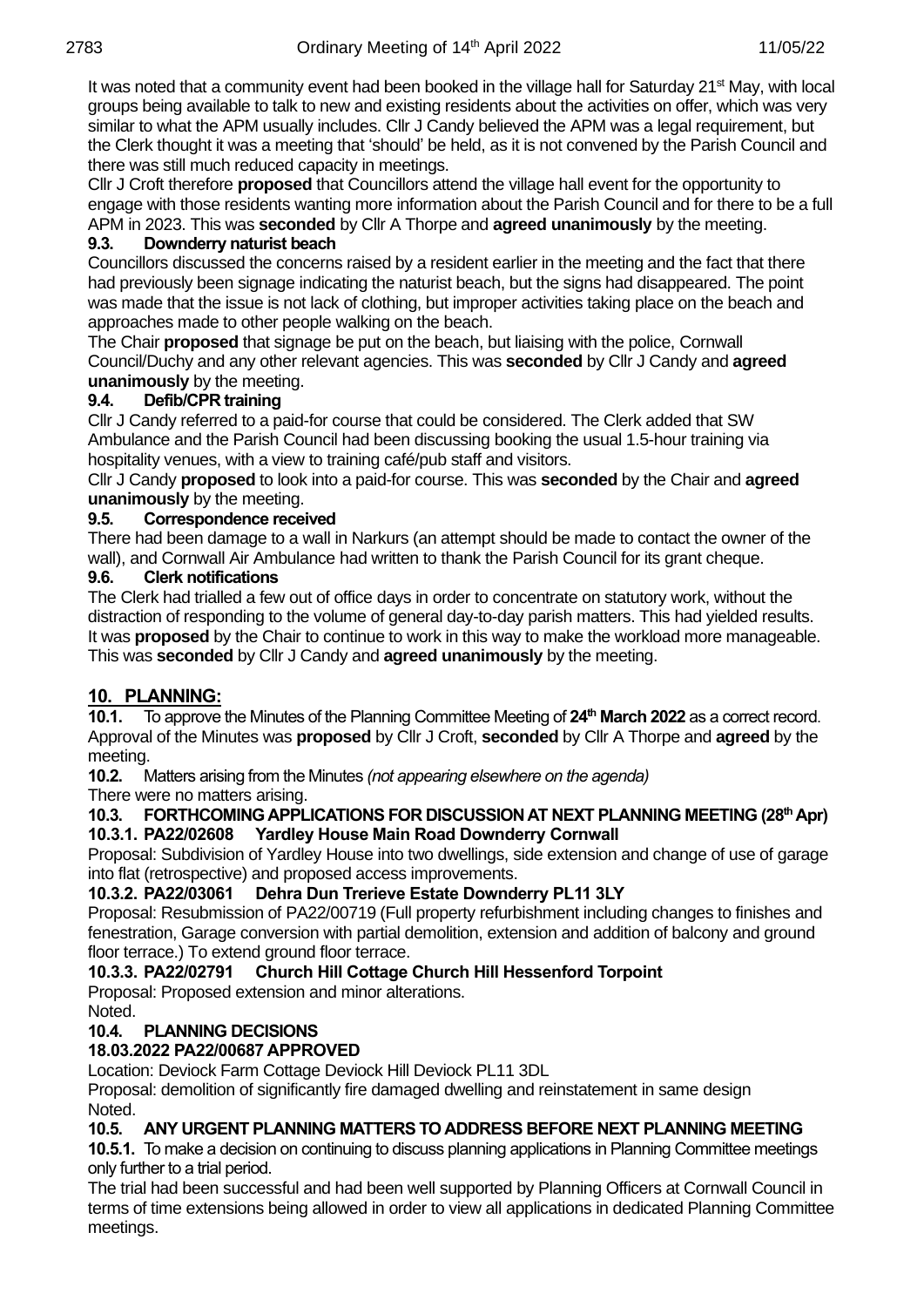It was noted that a community event had been booked in the village hall for Saturday 21st May, with local groups being available to talk to new and existing residents about the activities on offer, which was very similar to what the APM usually includes. Cllr J Candy believed the APM was a legal requirement, but the Clerk thought it was a meeting that 'should' be held, as it is not convened by the Parish Council and there was still much reduced capacity in meetings.

Cllr J Croft therefore **proposed** that Councillors attend the village hall event for the opportunity to engage with those residents wanting more information about the Parish Council and for there to be a full APM in 2023. This was **seconded** by Cllr A Thorpe and **agreed unanimously** by the meeting.

**9.3. Downderry naturist beach**

Councillors discussed the concerns raised by a resident earlier in the meeting and the fact that there had previously been signage indicating the naturist beach, but the signs had disappeared. The point was made that the issue is not lack of clothing, but improper activities taking place on the beach and approaches made to other people walking on the beach.

The Chair **proposed** that signage be put on the beach, but liaising with the police, Cornwall Council/Duchy and any other relevant agencies. This was **seconded** by Cllr J Candy and **agreed unanimously** by the meeting.

**9.4. Defib/CPR training**

Cllr J Candy referred to a paid-for course that could be considered. The Clerk added that SW Ambulance and the Parish Council had been discussing booking the usual 1.5-hour training via hospitality venues, with a view to training café/pub staff and visitors.

Cllr J Candy **proposed** to look into a paid-for course. This was **seconded** by the Chair and **agreed unanimously** by the meeting.

**9.5. Correspondence received**

There had been damage to a wall in Narkurs (an attempt should be made to contact the owner of the wall), and Cornwall Air Ambulance had written to thank the Parish Council for its grant cheque.

**9.6. Clerk notifications**

The Clerk had trialled a few out of office days in order to concentrate on statutory work, without the distraction of responding to the volume of general day-to-day parish matters. This had yielded results. It was **proposed** by the Chair to continue to work in this way to make the workload more manageable. This was **seconded** by Cllr J Candy and **agreed unanimously** by the meeting.

## 10. PLANNING:

**10.1.** To approve the Minutes of the Planning Committee Meeting of **24th March 2022** as a correct record. Approval of the Minutes was **proposed** by Cllr J Croft, **seconded** by Cllr A Thorpe and **agreed** by the meeting.

**10.2.** Matters arising from the Minutes *(not appearing elsewhere on the agenda)*

There were no matters arising.

**10.3. FORTHCOMING APPLICATIONS FOR DISCUSSION AT NEXT PLANNING MEETING (28th Apr)**

**10.3.1. PA22/02608 Yardley House Main Road Downderry Cornwall**

Proposal: Subdivision of Yardley House into two dwellings, side extension and change of use of garage into flat (retrospective) and proposed access improvements.

**10.3.2. PA22/03061 Dehra Dun Trerieve Estate Downderry PL11 3LY**

Proposal: Resubmission of PA22/00719 (Full property refurbishment including changes to finishes and fenestration, Garage conversion with partial demolition, extension and addition of balcony and ground floor terrace.) To extend ground floor terrace.

**10.3.3. PA22/02791 Church Hill Cottage Church Hill Hessenford Torpoint**

Proposal: Proposed extension and minor alterations.

Noted.

**10.4. PLANNING DECISIONS**

**18.03.2022 PA22/00687 APPROVED**

Location: Deviock Farm Cottage Deviock Hill Deviock PL11 3DL

Proposal: demolition of significantly fire damaged dwelling and reinstatement in same design

Noted.

**10.5. ANY URGENT PLANNING MATTERS TO ADDRESS BEFORE NEXT PLANNING MEETING**

**10.5.1.** To make a decision on continuing to discuss planning applications in Planning Committee meetings only further to a trial period.

The trial had been successful and had been well supported by Planning Officers at Cornwall Council in terms of time extensions being allowed in order to view all applications in dedicated Planning Committee meetings.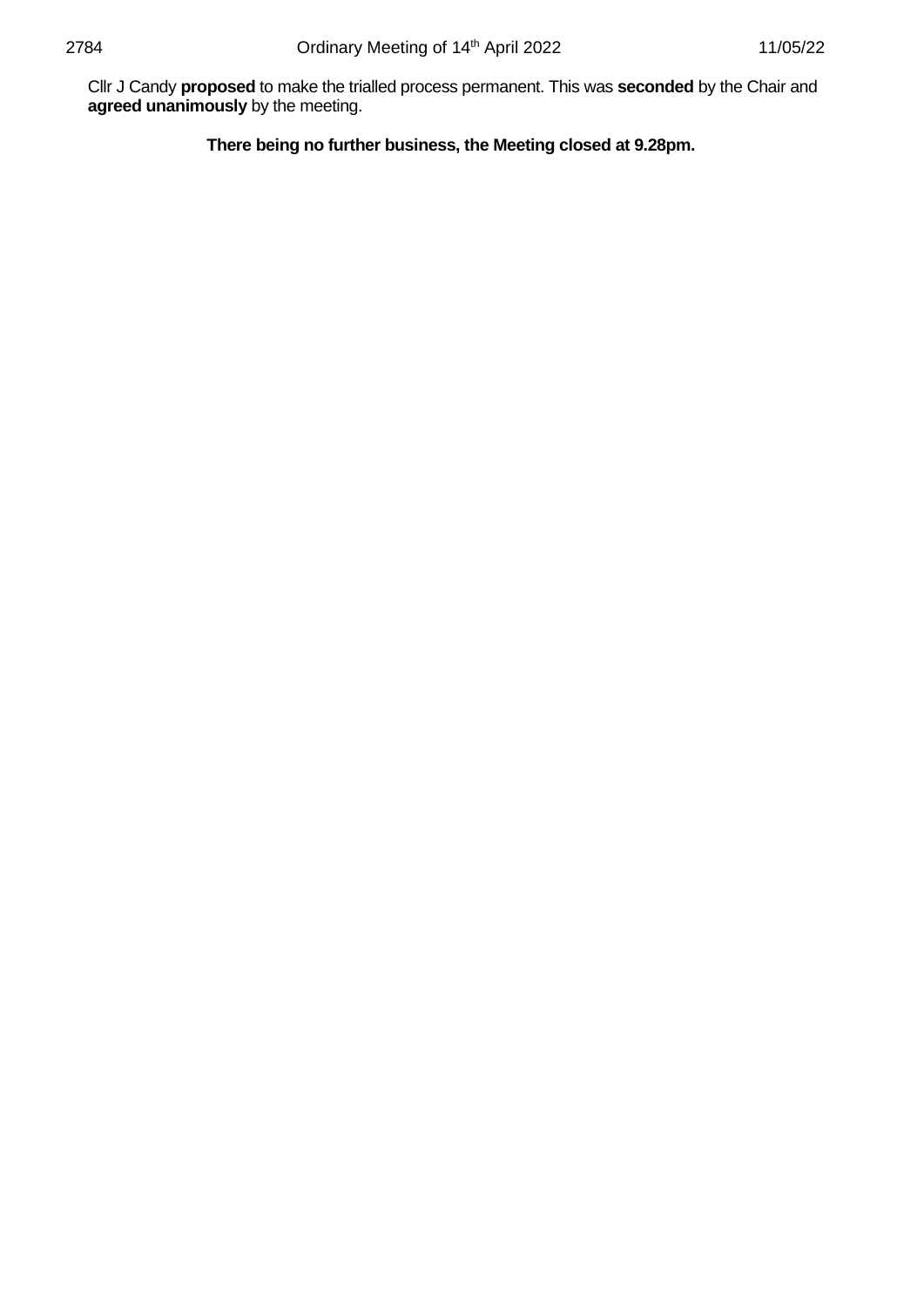Cllr J Candy **proposed** to make the trialled process permanent. This was **seconded** by the Chair and **agreed unanimously** by the meeting.

**There being no further business, the Meeting closed at 9.28pm.**